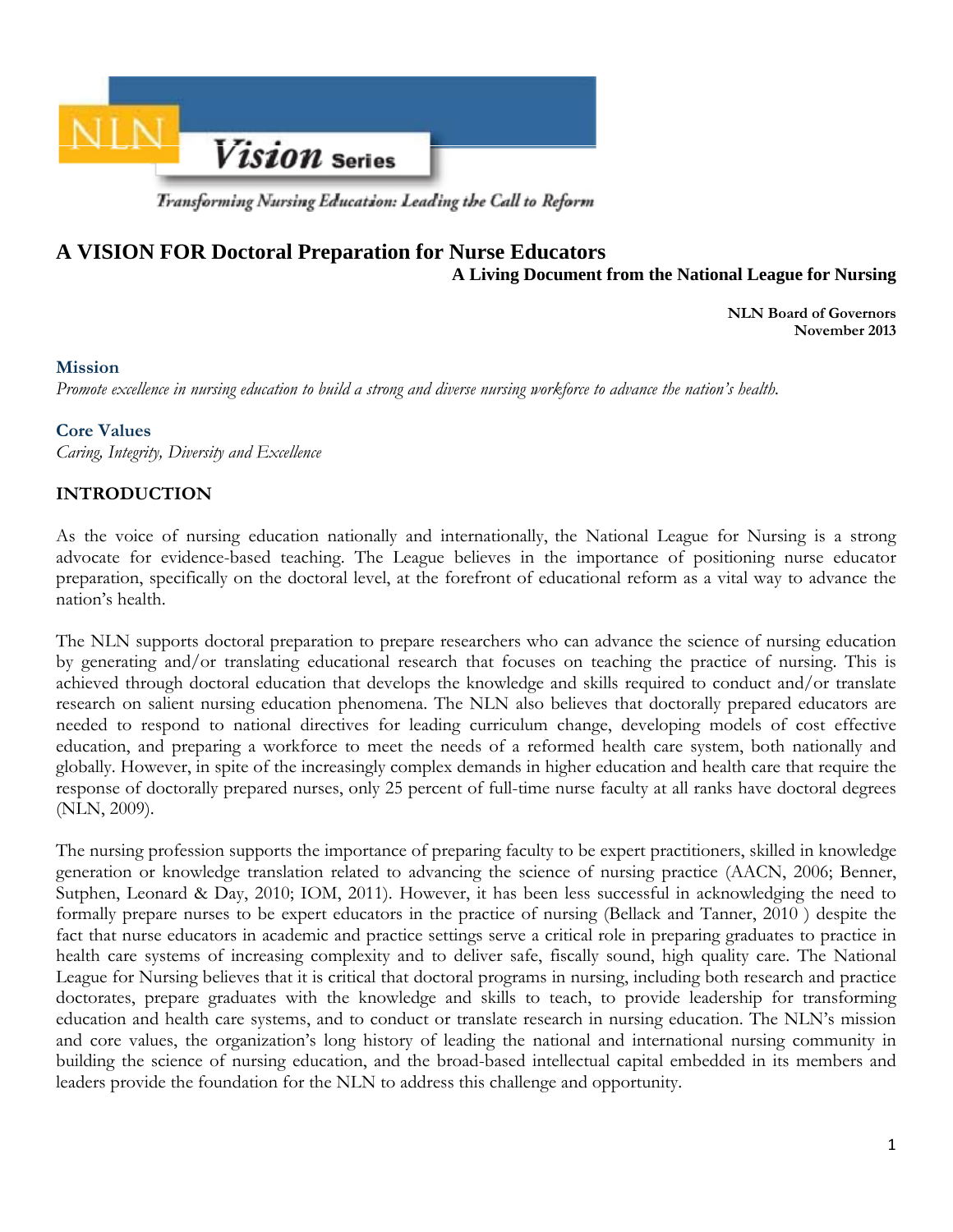NLN **Vision** Series

*Transforming Nursing Education: Leading the Call to Reform*

# A VISION FOR Doctoral Preparation for Nurse Educators

**A Living Document from the National League for Nursing**

**NLN Board of Governors**
**November 2013**

## Mission

*Promote excellence in nursing education to build a strong and diverse nursing workforce to advance the nation's health.*

## Core Values

*Caring, Integrity, Diversity and Excellence*

## INTRODUCTION

As the voice of nursing education nationally and internationally, the National League for Nursing is a strong advocate for evidence-based teaching. The League believes in the importance of positioning nurse educator preparation, specifically on the doctoral level, at the forefront of educational reform as a vital way to advance the nation's health.

The NLN supports doctoral preparation to prepare researchers who can advance the science of nursing education by generating and/or translating educational research that focuses on teaching the practice of nursing. This is achieved through doctoral education that develops the knowledge and skills required to conduct and/or translate research on salient nursing education phenomena. The NLN also believes that doctorally prepared educators are needed to respond to national directives for leading curriculum change, developing models of cost effective education, and preparing a workforce to meet the needs of a reformed health care system, both nationally and globally. However, in spite of the increasingly complex demands in higher education and health care that require the response of doctorally prepared nurses, only 25 percent of full-time nurse faculty at all ranks have doctoral degrees (NLN, 2009).

The nursing profession supports the importance of preparing faculty to be expert practitioners, skilled in knowledge generation or knowledge translation related to advancing the science of nursing practice (AACN, 2006; Benner, Sutphen, Leonard & Day, 2010; IOM, 2011). However, it has been less successful in acknowledging the need to formally prepare nurses to be expert educators in the practice of nursing (Bellack and Tanner, 2010 ) despite the fact that nurse educators in academic and practice settings serve a critical role in preparing graduates to practice in health care systems of increasing complexity and to deliver safe, fiscally sound, high quality care. The National League for Nursing believes that it is critical that doctoral programs in nursing, including both research and practice doctorates, prepare graduates with the knowledge and skills to teach, to provide leadership for transforming education and health care systems, and to conduct or translate research in nursing education. The NLN's mission and core values, the organization's long history of leading the national and international nursing community in building the science of nursing education, and the broad-based intellectual capital embedded in its members and leaders provide the foundation for the NLN to address this challenge and opportunity.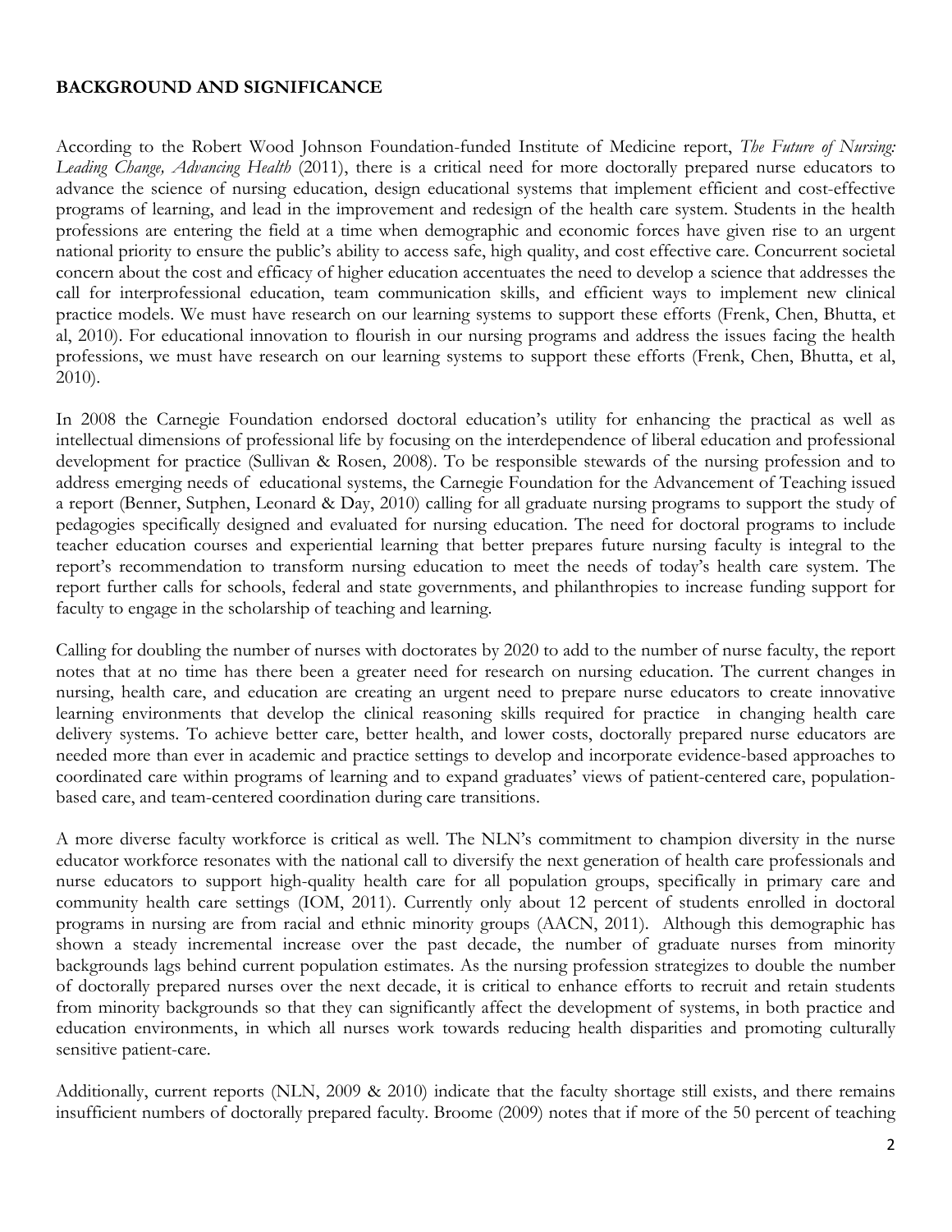## BACKGROUND AND SIGNIFICANCE

According to the Robert Wood Johnson Foundation-funded Institute of Medicine report, *The Future of Nursing: Leading Change, Advancing Health* (2011), there is a critical need for more doctorally prepared nurse educators to advance the science of nursing education, design educational systems that implement efficient and cost-effective programs of learning, and lead in the improvement and redesign of the health care system. Students in the health professions are entering the field at a time when demographic and economic forces have given rise to an urgent national priority to ensure the public's ability to access safe, high quality, and cost effective care. Concurrent societal concern about the cost and efficacy of higher education accentuates the need to develop a science that addresses the call for interprofessional education, team communication skills, and efficient ways to implement new clinical practice models. We must have research on our learning systems to support these efforts (Frenk, Chen, Bhutta, et al, 2010). For educational innovation to flourish in our nursing programs and address the issues facing the health professions, we must have research on our learning systems to support these efforts (Frenk, Chen, Bhutta, et al, 2010).

In 2008 the Carnegie Foundation endorsed doctoral education's utility for enhancing the practical as well as intellectual dimensions of professional life by focusing on the interdependence of liberal education and professional development for practice (Sullivan & Rosen, 2008). To be responsible stewards of the nursing profession and to address emerging needs of educational systems, the Carnegie Foundation for the Advancement of Teaching issued a report (Benner, Sutphen, Leonard & Day, 2010) calling for all graduate nursing programs to support the study of pedagogies specifically designed and evaluated for nursing education. The need for doctoral programs to include teacher education courses and experiential learning that better prepares future nursing faculty is integral to the report's recommendation to transform nursing education to meet the needs of today's health care system. The report further calls for schools, federal and state governments, and philanthropies to increase funding support for faculty to engage in the scholarship of teaching and learning.

Calling for doubling the number of nurses with doctorates by 2020 to add to the number of nurse faculty, the report notes that at no time has there been a greater need for research on nursing education. The current changes in nursing, health care, and education are creating an urgent need to prepare nurse educators to create innovative learning environments that develop the clinical reasoning skills required for practice in changing health care delivery systems. To achieve better care, better health, and lower costs, doctorally prepared nurse educators are needed more than ever in academic and practice settings to develop and incorporate evidence-based approaches to coordinated care within programs of learning and to expand graduates' views of patient-centered care, population-based care, and team-centered coordination during care transitions.

A more diverse faculty workforce is critical as well. The NLN's commitment to champion diversity in the nurse educator workforce resonates with the national call to diversify the next generation of health care professionals and nurse educators to support high-quality health care for all population groups, specifically in primary care and community health care settings (IOM, 2011). Currently only about 12 percent of students enrolled in doctoral programs in nursing are from racial and ethnic minority groups (AACN, 2011). Although this demographic has shown a steady incremental increase over the past decade, the number of graduate nurses from minority backgrounds lags behind current population estimates. As the nursing profession strategizes to double the number of doctorally prepared nurses over the next decade, it is critical to enhance efforts to recruit and retain students from minority backgrounds so that they can significantly affect the development of systems, in both practice and education environments, in which all nurses work towards reducing health disparities and promoting culturally sensitive patient-care.

Additionally, current reports (NLN, 2009 & 2010) indicate that the faculty shortage still exists, and there remains insufficient numbers of doctorally prepared faculty. Broome (2009) notes that if more of the 50 percent of teaching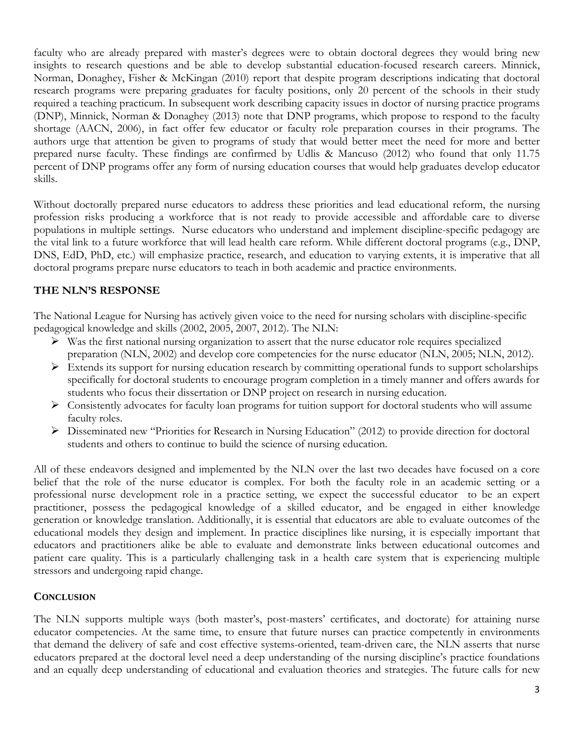faculty who are already prepared with master's degrees were to obtain doctoral degrees they would bring new insights to research questions and be able to develop substantial education-focused research careers. Minnick, Norman, Donaghey, Fisher & McKingan (2010) report that despite program descriptions indicating that doctoral research programs were preparing graduates for faculty positions, only 20 percent of the schools in their study required a teaching practicum. In subsequent work describing capacity issues in doctor of nursing practice programs (DNP), Minnick, Norman & Donaghey (2013) note that DNP programs, which propose to respond to the faculty shortage (AACN, 2006), in fact offer few educator or faculty role preparation courses in their programs. The authors urge that attention be given to programs of study that would better meet the need for more and better prepared nurse faculty. These findings are confirmed by Udlis & Mancuso (2012) who found that only 11.75 percent of DNP programs offer any form of nursing education courses that would help graduates develop educator skills.

Without doctorally prepared nurse educators to address these priorities and lead educational reform, the nursing profession risks producing a workforce that is not ready to provide accessible and affordable care to diverse populations in multiple settings. Nurse educators who understand and implement discipline-specific pedagogy are the vital link to a future workforce that will lead health care reform. While different doctoral programs (e.g., DNP, DNS, EdD, PhD, etc.) will emphasize practice, research, and education to varying extents, it is imperative that all doctoral programs prepare nurse educators to teach in both academic and practice environments.

## THE NLN'S RESPONSE

The National League for Nursing has actively given voice to the need for nursing scholars with discipline-specific pedagogical knowledge and skills (2002, 2005, 2007, 2012). The NLN:

- Was the first national nursing organization to assert that the nurse educator role requires specialized preparation (NLN, 2002) and develop core competencies for the nurse educator (NLN, 2005; NLN, 2012).
- Extends its support for nursing education research by committing operational funds to support scholarships specifically for doctoral students to encourage program completion in a timely manner and offers awards for students who focus their dissertation or DNP project on research in nursing education.
- Consistently advocates for faculty loan programs for tuition support for doctoral students who will assume faculty roles.
- Disseminated new "Priorities for Research in Nursing Education" (2012) to provide direction for doctoral students and others to continue to build the science of nursing education.

All of these endeavors designed and implemented by the NLN over the last two decades have focused on a core belief that the role of the nurse educator is complex. For both the faculty role in an academic setting or a professional nurse development role in a practice setting, we expect the successful educator to be an expert practitioner, possess the pedagogical knowledge of a skilled educator, and be engaged in either knowledge generation or knowledge translation. Additionally, it is essential that educators are able to evaluate outcomes of the educational models they design and implement. In practice disciplines like nursing, it is especially important that educators and practitioners alike be able to evaluate and demonstrate links between educational outcomes and patient care quality. This is a particularly challenging task in a health care system that is experiencing multiple stressors and undergoing rapid change.

## CONCLUSION

The NLN supports multiple ways (both master's, post-masters' certificates, and doctorate) for attaining nurse educator competencies. At the same time, to ensure that future nurses can practice competently in environments that demand the delivery of safe and cost effective systems-oriented, team-driven care, the NLN asserts that nurse educators prepared at the doctoral level need a deep understanding of the nursing discipline's practice foundations and an equally deep understanding of educational and evaluation theories and strategies. The future calls for new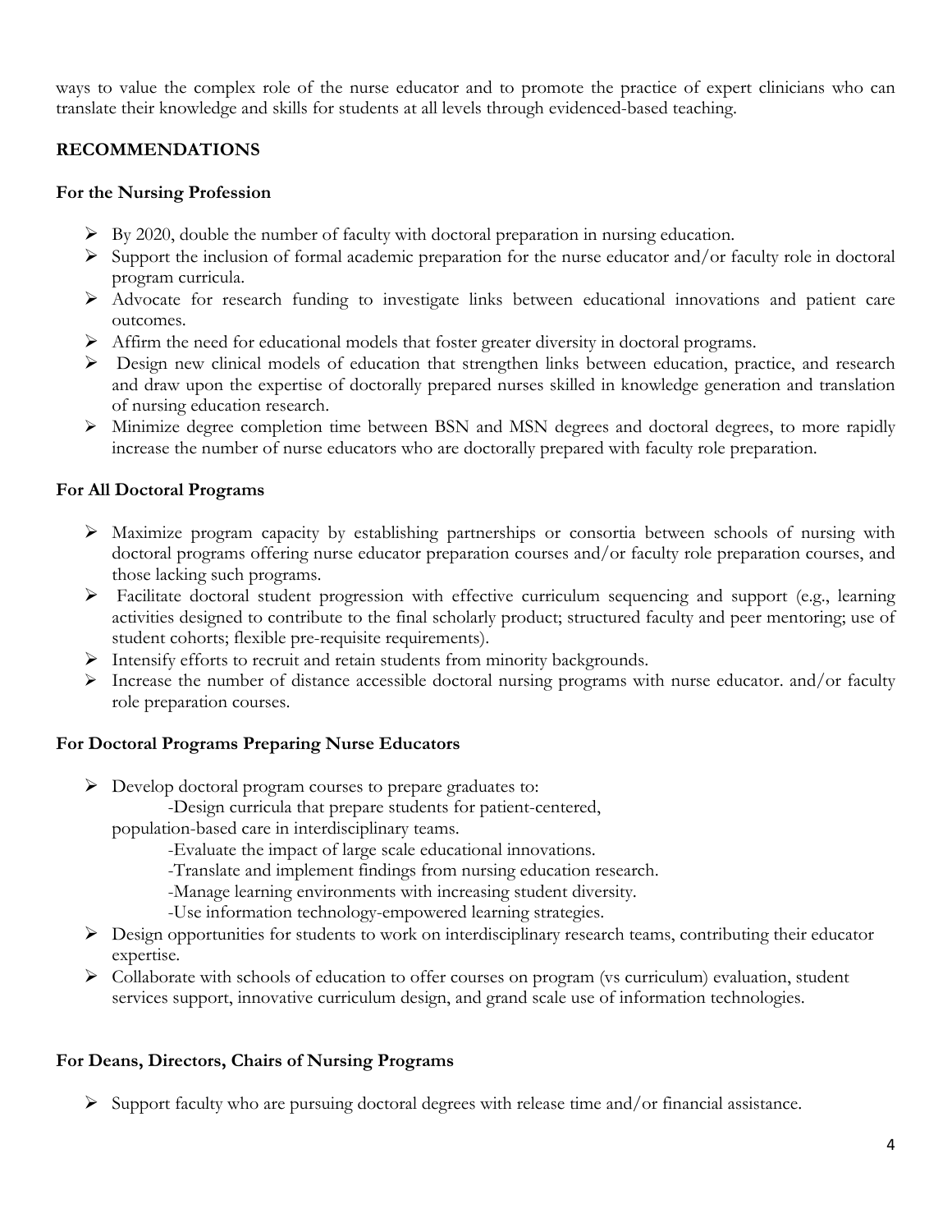ways to value the complex role of the nurse educator and to promote the practice of expert clinicians who can translate their knowledge and skills for students at all levels through evidenced-based teaching.

## RECOMMENDATIONS

### For the Nursing Profession

- By 2020, double the number of faculty with doctoral preparation in nursing education.
- Support the inclusion of formal academic preparation for the nurse educator and/or faculty role in doctoral program curricula.
- Advocate for research funding to investigate links between educational innovations and patient care outcomes.
- Affirm the need for educational models that foster greater diversity in doctoral programs.
- Design new clinical models of education that strengthen links between education, practice, and research and draw upon the expertise of doctorally prepared nurses skilled in knowledge generation and translation of nursing education research.
- Minimize degree completion time between BSN and MSN degrees and doctoral degrees, to more rapidly increase the number of nurse educators who are doctorally prepared with faculty role preparation.

### For All Doctoral Programs

- Maximize program capacity by establishing partnerships or consortia between schools of nursing with doctoral programs offering nurse educator preparation courses and/or faculty role preparation courses, and those lacking such programs.
- Facilitate doctoral student progression with effective curriculum sequencing and support (e.g., learning activities designed to contribute to the final scholarly product; structured faculty and peer mentoring; use of student cohorts; flexible pre-requisite requirements).
- Intensify efforts to recruit and retain students from minority backgrounds.
- Increase the number of distance accessible doctoral nursing programs with nurse educator. and/or faculty role preparation courses.

### For Doctoral Programs Preparing Nurse Educators

- Develop doctoral program courses to prepare graduates to:
  - -Design curricula that prepare students for patient-centered, population-based care in interdisciplinary teams.
  - -Evaluate the impact of large scale educational innovations.
  - -Translate and implement findings from nursing education research.
  - -Manage learning environments with increasing student diversity.
  - -Use information technology-empowered learning strategies.
- Design opportunities for students to work on interdisciplinary research teams, contributing their educator expertise.
- Collaborate with schools of education to offer courses on program (vs curriculum) evaluation, student services support, innovative curriculum design, and grand scale use of information technologies.

### For Deans, Directors, Chairs of Nursing Programs

- Support faculty who are pursuing doctoral degrees with release time and/or financial assistance.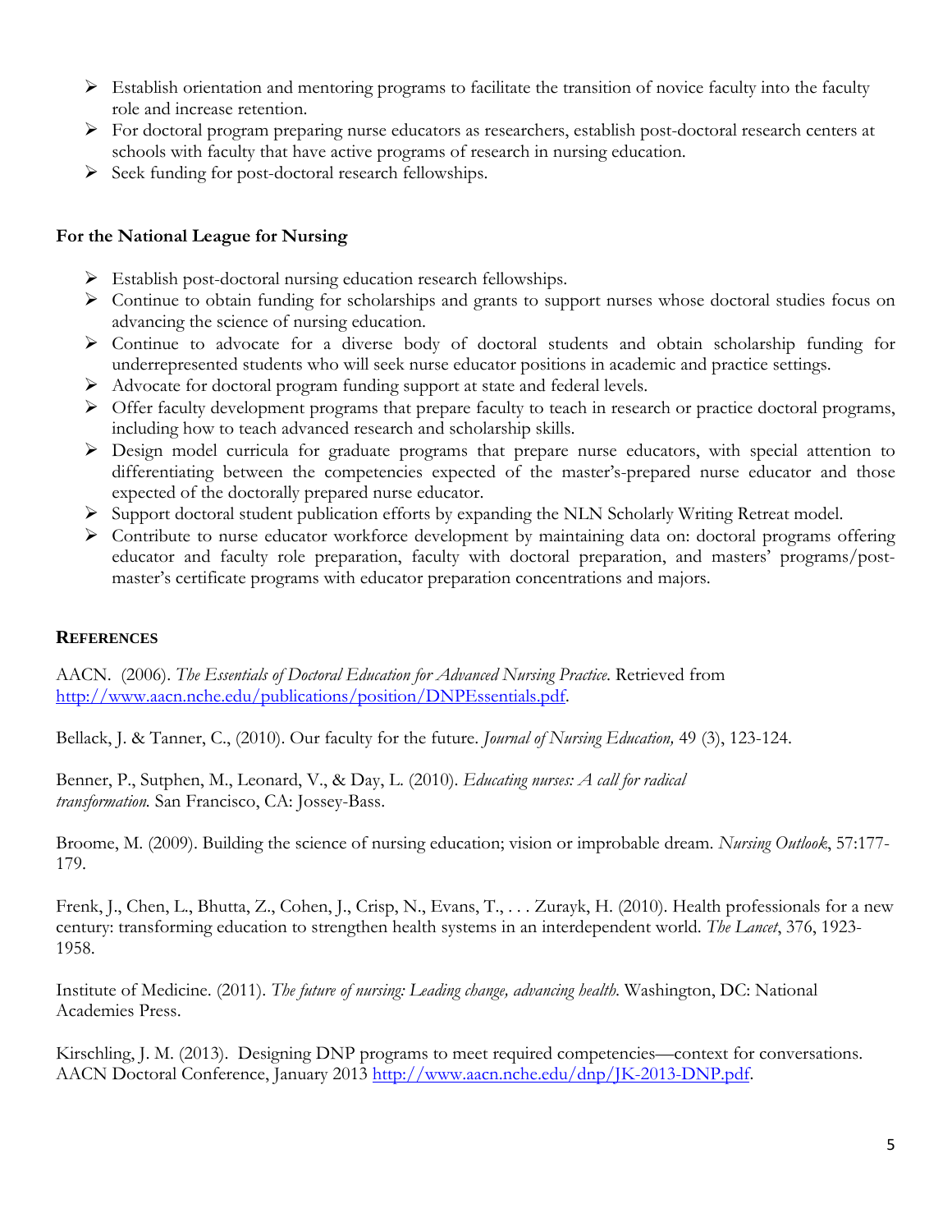- Establish orientation and mentoring programs to facilitate the transition of novice faculty into the faculty role and increase retention.
- For doctoral program preparing nurse educators as researchers, establish post-doctoral research centers at schools with faculty that have active programs of research in nursing education.
- Seek funding for post-doctoral research fellowships.

**For the National League for Nursing**

- Establish post-doctoral nursing education research fellowships.
- Continue to obtain funding for scholarships and grants to support nurses whose doctoral studies focus on advancing the science of nursing education.
- Continue to advocate for a diverse body of doctoral students and obtain scholarship funding for underrepresented students who will seek nurse educator positions in academic and practice settings.
- Advocate for doctoral program funding support at state and federal levels.
- Offer faculty development programs that prepare faculty to teach in research or practice doctoral programs, including how to teach advanced research and scholarship skills.
- Design model curricula for graduate programs that prepare nurse educators, with special attention to differentiating between the competencies expected of the master's-prepared nurse educator and those expected of the doctorally prepared nurse educator.
- Support doctoral student publication efforts by expanding the NLN Scholarly Writing Retreat model.
- Contribute to nurse educator workforce development by maintaining data on: doctoral programs offering educator and faculty role preparation, faculty with doctoral preparation, and masters' programs/post-master's certificate programs with educator preparation concentrations and majors.

## REFERENCES

AACN. (2006). *The Essentials of Doctoral Education for Advanced Nursing Practice.* Retrieved from http://www.aacn.nche.edu/publications/position/DNPEssentials.pdf.

Bellack, J. & Tanner, C., (2010). Our faculty for the future. *Journal of Nursing Education,* 49 (3), 123-124.

Benner, P., Sutphen, M., Leonard, V., & Day, L. (2010). *Educating nurses: A call for radical transformation.* San Francisco, CA: Jossey-Bass.

Broome, M. (2009). Building the science of nursing education; vision or improbable dream. *Nursing Outlook*, 57:177-179.

Frenk, J., Chen, L., Bhutta, Z., Cohen, J., Crisp, N., Evans, T., . . . Zurayk, H. (2010). Health professionals for a new century: transforming education to strengthen health systems in an interdependent world. *The Lancet*, 376, 1923-1958.

Institute of Medicine. (2011). *The future of nursing: Leading change, advancing health.* Washington, DC: National Academies Press.

Kirschling, J. M. (2013). Designing DNP programs to meet required competencies—context for conversations. AACN Doctoral Conference, January 2013 http://www.aacn.nche.edu/dnp/JK-2013-DNP.pdf.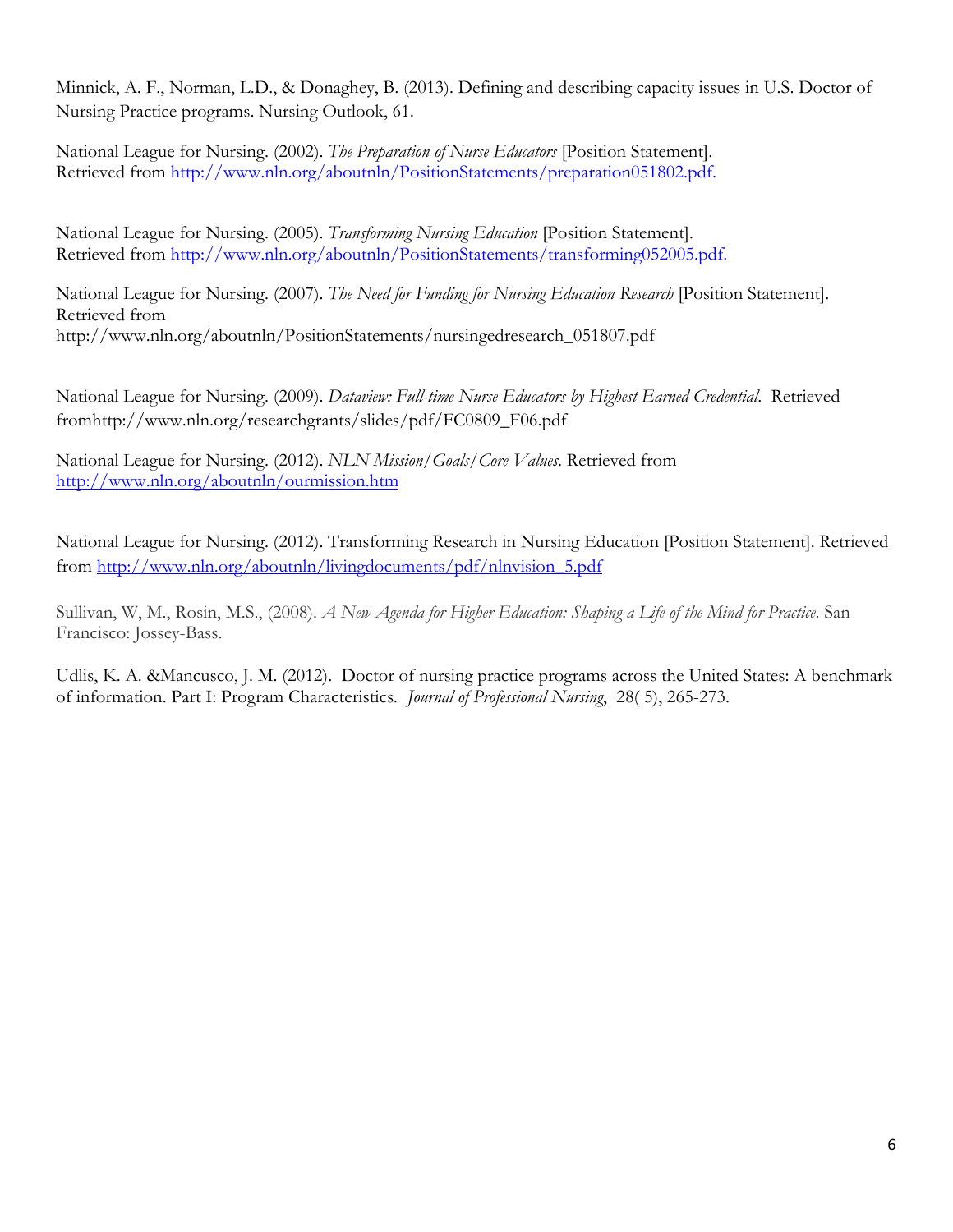Minnick, A. F., Norman, L.D., & Donaghey, B. (2013). Defining and describing capacity issues in U.S. Doctor of Nursing Practice programs. Nursing Outlook, 61.

National League for Nursing. (2002). *The Preparation of Nurse Educators* [Position Statement]. Retrieved from http://www.nln.org/aboutnln/PositionStatements/preparation051802.pdf.

National League for Nursing. (2005). *Transforming Nursing Education* [Position Statement]. Retrieved from http://www.nln.org/aboutnln/PositionStatements/transforming052005.pdf.

National League for Nursing. (2007). *The Need for Funding for Nursing Education Research* [Position Statement]. Retrieved from http://www.nln.org/aboutnln/PositionStatements/nursingedresearch_051807.pdf

National League for Nursing. (2009). *Dataview: Full-time Nurse Educators by Highest Earned Credential*. Retrieved fromhttp://www.nln.org/researchgrants/slides/pdf/FC0809_F06.pdf

National League for Nursing. (2012). *NLN Mission/Goals/Core Values*. Retrieved from http://www.nln.org/aboutnln/ourmission.htm

National League for Nursing. (2012). Transforming Research in Nursing Education [Position Statement]. Retrieved from http://www.nln.org/aboutnln/livingdocuments/pdf/nlnvision_5.pdf

Sullivan, W, M., Rosin, M.S., (2008). *A New Agenda for Higher Education: Shaping a Life of the Mind for Practice*. San Francisco: Jossey-Bass.

Udlis, K. A. &Mancusco, J. M. (2012). Doctor of nursing practice programs across the United States: A benchmark of information. Part I: Program Characteristics. *Journal of Professional Nursing*, 28( 5), 265-273.